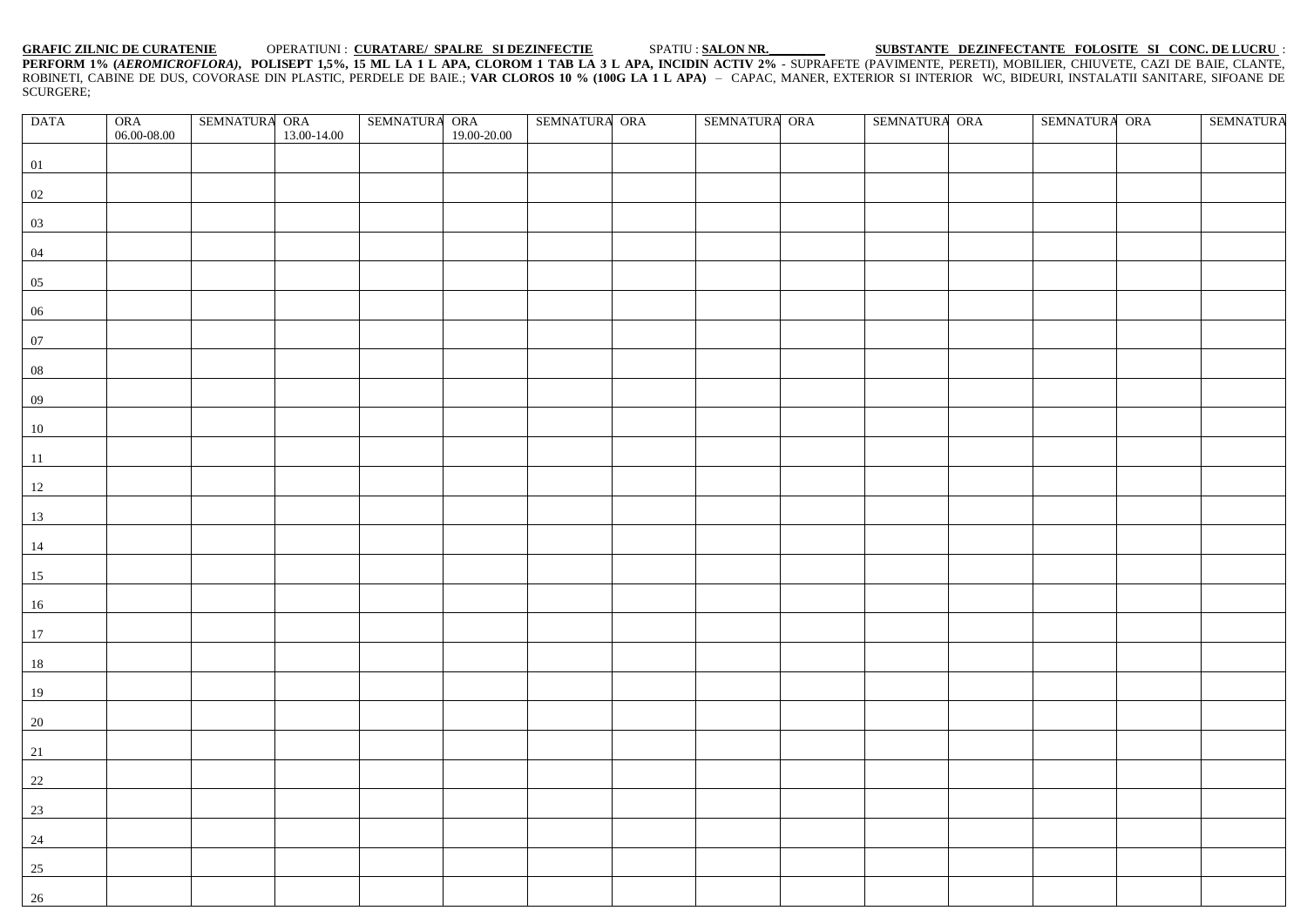**GRAFIC ZILNIC DE CURATENIE** OPERATIUNI : **CURATARE/ SPALRE SI DEZINFECTIE** SPATIU : **SALON NR.\_\_\_\_\_\_\_\_\_** **SUBSTANTE DEZINFECTANTE FOLOSITE SI CONC. DE LUCRU** : **PERFORM 1% (*AEROMICROFLORA*), POLISEPT 1,5%, 15 ML LA 1 L APA, CLOROM 1 TAB LA 3 L APA, INCIDIN ACTIV 2%** - SUPRAFETE (PAVIMENTE, PERETI), MOBILIER, CHIUVETE, CAZI DE BAIE, CLANTE, ROBINETI, CABINE DE DUS, COVORASE DIN PLASTIC, PERDELE DE BAIE.; **VAR CLOROS 10 % (100G LA 1 L APA)** – CAPAC, MANER, EXTERIOR SI INTERIOR WC, BIDEURI, INSTALATII SANITARE, SIFOANE DE SCURGERE;

| DATA | ORA 06.00-08.00 | SEMNATURA | ORA 13.00-14.00 | SEMNATURA | ORA 19.00-20.00 | SEMNATURA | ORA | SEMNATURA | ORA | SEMNATURA | ORA | SEMNATURA | ORA | SEMNATURA |
|---|---|---|---|---|---|---|---|---|---|---|---|---|---|---|
| 01 | | | | | | | | | | | | | | |
| 02 | | | | | | | | | | | | | | |
| 03 | | | | | | | | | | | | | | |
| 04 | | | | | | | | | | | | | | |
| 05 | | | | | | | | | | | | | | |
| 06 | | | | | | | | | | | | | | |
| 07 | | | | | | | | | | | | | | |
| 08 | | | | | | | | | | | | | | |
| 09 | | | | | | | | | | | | | | |
| 10 | | | | | | | | | | | | | | |
| 11 | | | | | | | | | | | | | | |
| 12 | | | | | | | | | | | | | | |
| 13 | | | | | | | | | | | | | | |
| 14 | | | | | | | | | | | | | | |
| 15 | | | | | | | | | | | | | | |
| 16 | | | | | | | | | | | | | | |
| 17 | | | | | | | | | | | | | | |
| 18 | | | | | | | | | | | | | | |
| 19 | | | | | | | | | | | | | | |
| 20 | | | | | | | | | | | | | | |
| 21 | | | | | | | | | | | | | | |
| 22 | | | | | | | | | | | | | | |
| 23 | | | | | | | | | | | | | | |
| 24 | | | | | | | | | | | | | | |
| 25 | | | | | | | | | | | | | | |
| 26 | | | | | | | | | | | | | | |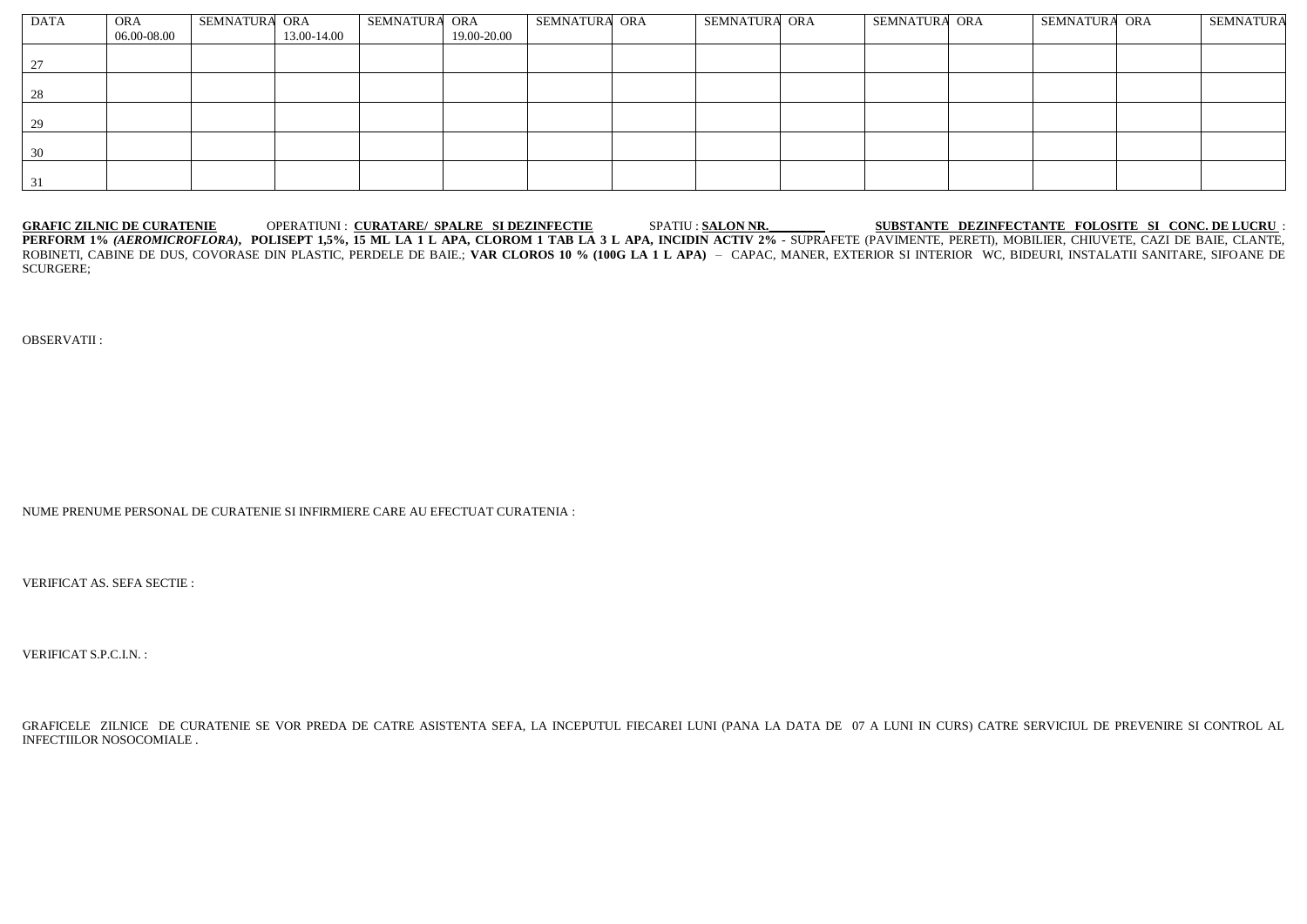| DATA | ORA 06.00-08.00 | SEMNATURA | ORA 13.00-14.00 | SEMNATURA | ORA 19.00-20.00 | SEMNATURA | ORA | SEMNATURA | ORA | SEMNATURA | ORA | SEMNATURA | ORA | SEMNATURA |
|---|---|---|---|---|---|---|---|---|---|---|---|---|---|---|
| 27 | | | | | | | | | | | | | | |
| 28 | | | | | | | | | | | | | | |
| 29 | | | | | | | | | | | | | | |
| 30 | | | | | | | | | | | | | | |
| 31 | | | | | | | | | | | | | | |

**GRAFIC ZILNIC DE CURATENIE** OPERATIUNI : **CURATARE/ SPALRE SI DEZINFECTIE** SPATIU : **SALON NR.\_\_\_\_\_\_\_\_\_** **SUBSTANTE DEZINFECTANTE FOLOSITE SI CONC. DE LUCRU** : **PERFORM 1% *(AEROMICROFLORA)*, POLISEPT 1,5%, 15 ML LA 1 L APA, CLOROM 1 TAB LA 3 L APA, INCIDIN ACTIV 2% -** SUPRAFETE (PAVIMENTE, PERETI), MOBILIER, CHIUVETE, CAZI DE BAIE, CLANTE, ROBINETI, CABINE DE DUS, COVORASE DIN PLASTIC, PERDELE DE BAIE.; **VAR CLOROS 10 % (100G LA 1 L APA)** – CAPAC, MANER, EXTERIOR SI INTERIOR WC, BIDEURI, INSTALATII SANITARE, SIFOANE DE SCURGERE;

OBSERVATII :

NUME PRENUME PERSONAL DE CURATENIE SI INFIRMIERE CARE AU EFECTUAT CURATENIA :

VERIFICAT AS. SEFA SECTIE :

VERIFICAT S.P.C.I.N. :

GRAFICELE ZILNICE DE CURATENIE SE VOR PREDA DE CATRE ASISTENTA SEFA, LA INCEPUTUL FIECAREI LUNI (PANA LA DATA DE 07 A LUNI IN CURS) CATRE SERVICIUL DE PREVENIRE SI CONTROL AL INFECTIILOR NOSOCOMIALE .